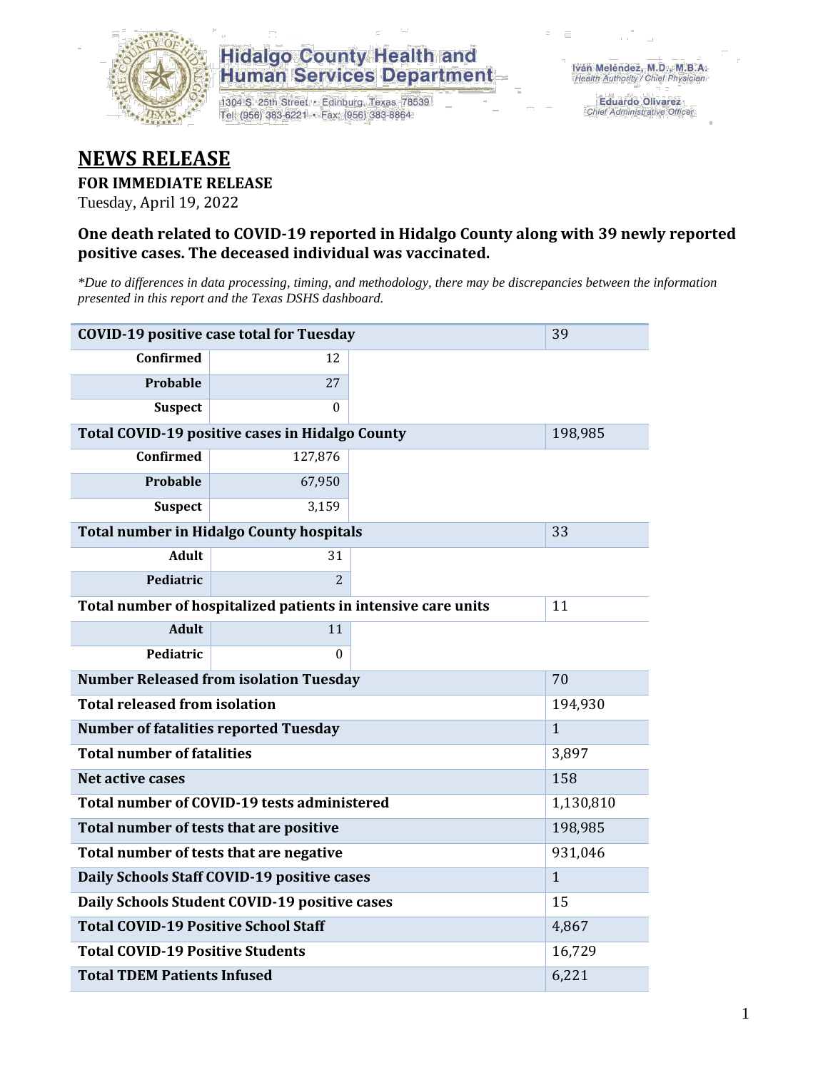**Hidalgo County Health and Human Services Department**

1304 S. 25th Street • Edinburg, Texas 78539
Tel: (956) 383-6221 • Fax: (956) 383-8864

Iván Meléndez, M.D., M.B.A.
*Health Authority / Chief Physician*

Eduardo Olivarez
*Chief Administrative Officer*

# NEWS RELEASE

**FOR IMMEDIATE RELEASE**

Tuesday, April 19, 2022

### One death related to COVID-19 reported in Hidalgo County along with 39 newly reported positive cases. The deceased individual was vaccinated.

*\*Due to differences in data processing, timing, and methodology, there may be discrepancies between the information presented in this report and the Texas DSHS dashboard.*

| Category | Subcategory | Value |
|---|---|---|
| **COVID-19 positive case total for Tuesday** | | 39 |
| **Confirmed** | 12 | |
| **Probable** | 27 | |
| **Suspect** | 0 | |
| **Total COVID-19 positive cases in Hidalgo County** | | 198,985 |
| **Confirmed** | 127,876 | |
| **Probable** | 67,950 | |
| **Suspect** | 3,159 | |
| **Total number in Hidalgo County hospitals** | | 33 |
| **Adult** | 31 | |
| **Pediatric** | 2 | |
| **Total number of hospitalized patients in intensive care units** | | 11 |
| **Adult** | 11 | |
| **Pediatric** | 0 | |
| **Number Released from isolation Tuesday** | | 70 |
| **Total released from isolation** | | 194,930 |
| **Number of fatalities reported Tuesday** | | 1 |
| **Total number of fatalities** | | 3,897 |
| **Net active cases** | | 158 |
| **Total number of COVID-19 tests administered** | | 1,130,810 |
| **Total number of tests that are positive** | | 198,985 |
| **Total number of tests that are negative** | | 931,046 |
| **Daily Schools Staff COVID-19 positive cases** | | 1 |
| **Daily Schools Student COVID-19 positive cases** | | 15 |
| **Total COVID-19 Positive School Staff** | | 4,867 |
| **Total COVID-19 Positive Students** | | 16,729 |
| **Total TDEM Patients Infused** | | 6,221 |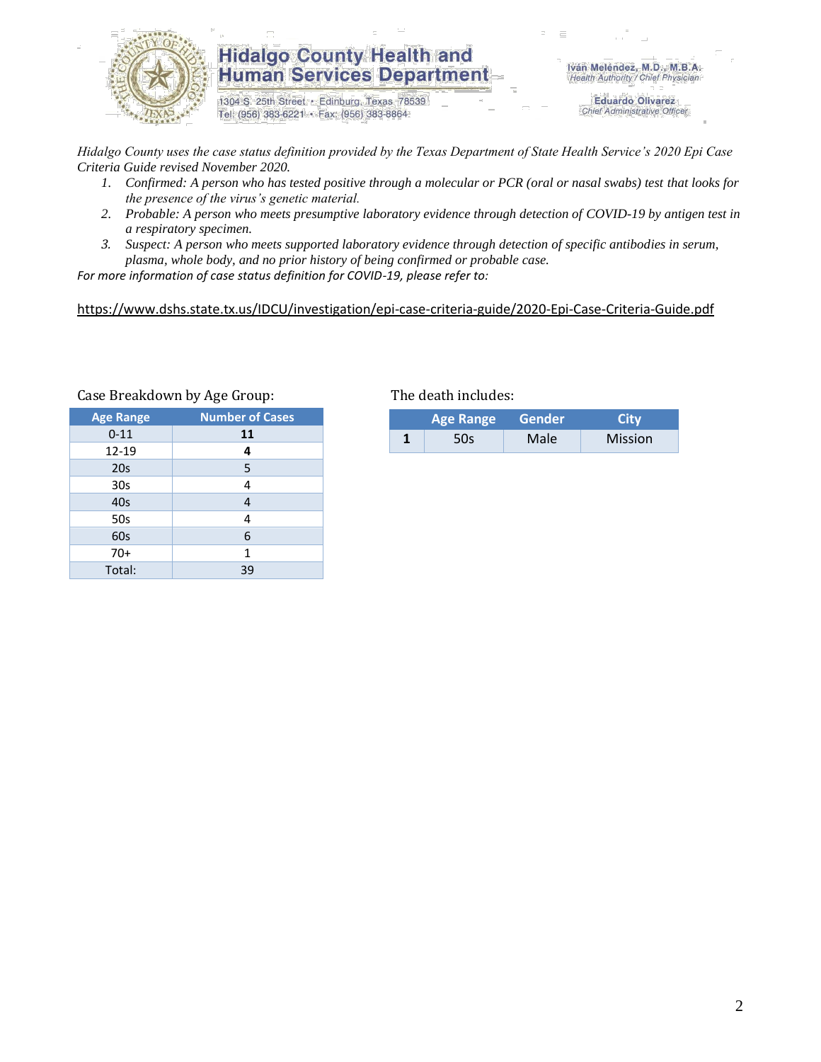# Hidalgo County Health and Human Services Department

1304 S. 25th Street • Edinburg, Texas 78539
Tel: (956) 383-6221 • Fax: (956) 383-8864

Iván Meléndez, M.D., M.B.A.
*Health Authority / Chief Physician*

Eduardo Olivarez
*Chief Administrative Officer*

*Hidalgo County uses the case status definition provided by the Texas Department of State Health Service's 2020 Epi Case Criteria Guide revised November 2020.*

1. *Confirmed: A person who has tested positive through a molecular or PCR (oral or nasal swabs) test that looks for the presence of the virus's genetic material.*
2. *Probable: A person who meets presumptive laboratory evidence through detection of COVID-19 by antigen test in a respiratory specimen.*
3. *Suspect: A person who meets supported laboratory evidence through detection of specific antibodies in serum, plasma, whole body, and no prior history of being confirmed or probable case.*

*For more information of case status definition for COVID-19, please refer to:*

https://www.dshs.state.tx.us/IDCU/investigation/epi-case-criteria-guide/2020-Epi-Case-Criteria-Guide.pdf

Case Breakdown by Age Group:

| Age Range | Number of Cases |
|---|---|
| 0-11 | **11** |
| 12-19 | **4** |
| 20s | 5 |
| 30s | 4 |
| 40s | 4 |
| 50s | 4 |
| 60s | 6 |
| 70+ | 1 |
| Total: | 39 |

The death includes:

| | Age Range | Gender | City |
|---|---|---|---|
| **1** | 50s | Male | Mission |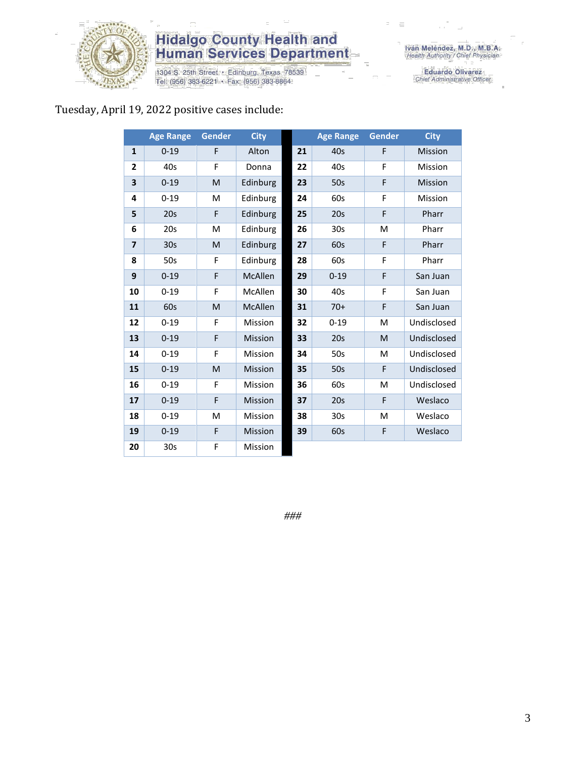Hidalgo County Health and Human Services Department

1304 S. 25th Street • Edinburg, Texas 78539
Tel: (956) 383-6221 • Fax: (956) 383-8864

Iván Meléndez, M.D., M.B.A.
Health Authority / Chief Physician

Eduardo Olivarez
Chief Administrative Officer

Tuesday, April 19, 2022 positive cases include:

| | Age Range | Gender | City | | Age Range | Gender | City |
|---|---|---|---|---|---|---|---|
| **1** | 0-19 | F | Alton | **21** | 40s | F | Mission |
| **2** | 40s | F | Donna | **22** | 40s | F | Mission |
| **3** | 0-19 | M | Edinburg | **23** | 50s | F | Mission |
| **4** | 0-19 | M | Edinburg | **24** | 60s | F | Mission |
| **5** | 20s | F | Edinburg | **25** | 20s | F | Pharr |
| **6** | 20s | M | Edinburg | **26** | 30s | M | Pharr |
| **7** | 30s | M | Edinburg | **27** | 60s | F | Pharr |
| **8** | 50s | F | Edinburg | **28** | 60s | F | Pharr |
| **9** | 0-19 | F | McAllen | **29** | 0-19 | F | San Juan |
| **10** | 0-19 | F | McAllen | **30** | 40s | F | San Juan |
| **11** | 60s | M | McAllen | **31** | 70+ | F | San Juan |
| **12** | 0-19 | F | Mission | **32** | 0-19 | M | Undisclosed |
| **13** | 0-19 | F | Mission | **33** | 20s | M | Undisclosed |
| **14** | 0-19 | F | Mission | **34** | 50s | M | Undisclosed |
| **15** | 0-19 | M | Mission | **35** | 50s | F | Undisclosed |
| **16** | 0-19 | F | Mission | **36** | 60s | M | Undisclosed |
| **17** | 0-19 | F | Mission | **37** | 20s | F | Weslaco |
| **18** | 0-19 | M | Mission | **38** | 30s | M | Weslaco |
| **19** | 0-19 | F | Mission | **39** | 60s | F | Weslaco |
| **20** | 30s | F | Mission | | | | |

###